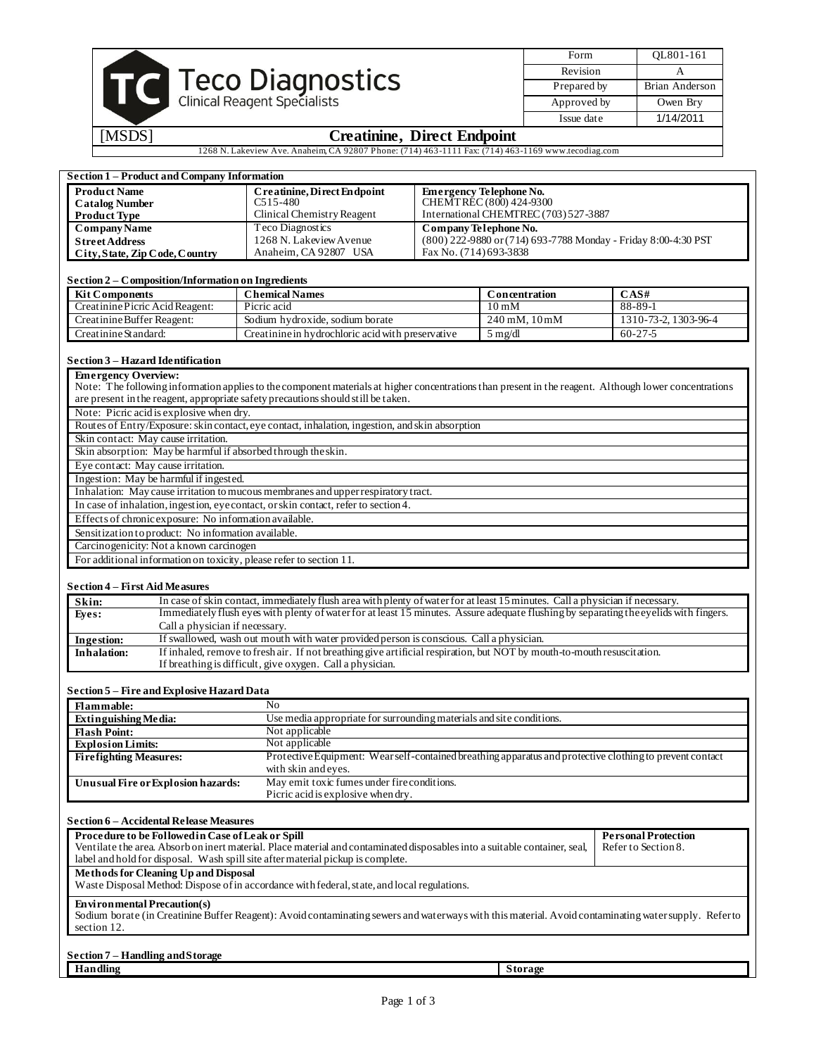# Teco Diagnostics
Clinical Reagent Specialists

| Form | QL801-161 |
|---|---|
| Revision | A |
| Prepared by | Brian Anderson |
| Approved by | Owen Bry |
| Issue date | 1/14/2011 |

[MSDS] **Creatinine, Direct Endpoint**

1268 N. Lakeview Ave. Anaheim, CA 92807 Phone: (714) 463-1111 Fax: (714) 463-1169 www.tecodiag.com

## Section 1 – Product and Company Information

| | | |
|---|---|---|
| **Product Name** | **Creatinine, Direct Endpoint** | **Emergency Telephone No.** |
| **Catalog Number** | C515-480 | CHEMTREC (800) 424-9300 |
| **Product Type** | Clinical Chemistry Reagent | International CHEMTREC (703) 527-3887 |
| **Company Name** | Teco Diagnostics | **Company Telephone No.** |
| **Street Address** | 1268 N. Lakeview Avenue | (800) 222-9880 or (714) 693-7788 Monday - Friday 8:00-4:30 PST |
| **City, State, Zip Code, Country** | Anaheim, CA 92807 USA | Fax No. (714) 693-3838 |

## Section 2 – Composition/Information on Ingredients

| Kit Components | Chemical Names | Concentration | CAS# |
|---|---|---|---|
| Creatinine Picric Acid Reagent: | Picric acid | 10 mM | 88-89-1 |
| Creatinine Buffer Reagent: | Sodium hydroxide, sodium borate | 240 mM, 10 mM | 1310-73-2, 1303-96-4 |
| Creatinine Standard: | Creatinine in hydrochloric acid with preservative | 5 mg/dl | 60-27-5 |

## Section 3 – Hazard Identification

**Emergency Overview:**
Note: The following information applies to the component materials at higher concentrations than present in the reagent. Although lower concentrations are present in the reagent, appropriate safety precautions should still be taken.

Note: Picric acid is explosive when dry.

Routes of Entry/Exposure: skin contact, eye contact, inhalation, ingestion, and skin absorption

Skin contact: May cause irritation.

Skin absorption: May be harmful if absorbed through the skin.

Eye contact: May cause irritation.

Ingestion: May be harmful if ingested.

Inhalation: May cause irritation to mucous membranes and upper respiratory tract.

In case of inhalation, ingestion, eye contact, or skin contact, refer to section 4.

Effects of chronic exposure: No information available.

Sensitization to product: No information available.

Carcinogenicity: Not a known carcinogen

For additional information on toxicity, please refer to section 11.

## Section 4 – First Aid Measures

| | |
|---|---|
| **Skin:** | In case of skin contact, immediately flush area with plenty of water for at least 15 minutes. Call a physician if necessary. |
| **Eyes:** | Immediately flush eyes with plenty of water for at least 15 minutes. Assure adequate flushing by separating the eyelids with fingers. Call a physician if necessary. |
| **Ingestion:** | If swallowed, wash out mouth with water provided person is conscious. Call a physician. |
| **Inhalation:** | If inhaled, remove to fresh air. If not breathing give artificial respiration, but NOT by mouth-to-mouth resuscitation. If breathing is difficult, give oxygen. Call a physician. |

## Section 5 – Fire and Explosive Hazard Data

| | |
|---|---|
| **Flammable:** | No |
| **Extinguishing Media:** | Use media appropriate for surrounding materials and site conditions. |
| **Flash Point:** | Not applicable |
| **Explosion Limits:** | Not applicable |
| **Firefighting Measures:** | Protective Equipment: Wear self-contained breathing apparatus and protective clothing to prevent contact with skin and eyes. |
| **Unusual Fire or Explosion hazards:** | May emit toxic fumes under fire conditions. Picric acid is explosive when dry. |

## Section 6 – Accidental Release Measures

**Procedure to be Followed in Case of Leak or Spill**
Ventilate the area. Absorb on inert material. Place material and contaminated disposables into a suitable container, seal, label and hold for disposal. Wash spill site after material pickup is complete.

**Personal Protection**
Refer to Section 8.

**Methods for Cleaning Up and Disposal**
Waste Disposal Method: Dispose of in accordance with federal, state, and local regulations.

**Environmental Precaution(s)**
Sodium borate (in Creatinine Buffer Reagent): Avoid contaminating sewers and waterways with this material. Avoid contaminating water supply. Refer to section 12.

## Section 7 – Handling and Storage

| Handling | Storage |
|---|---|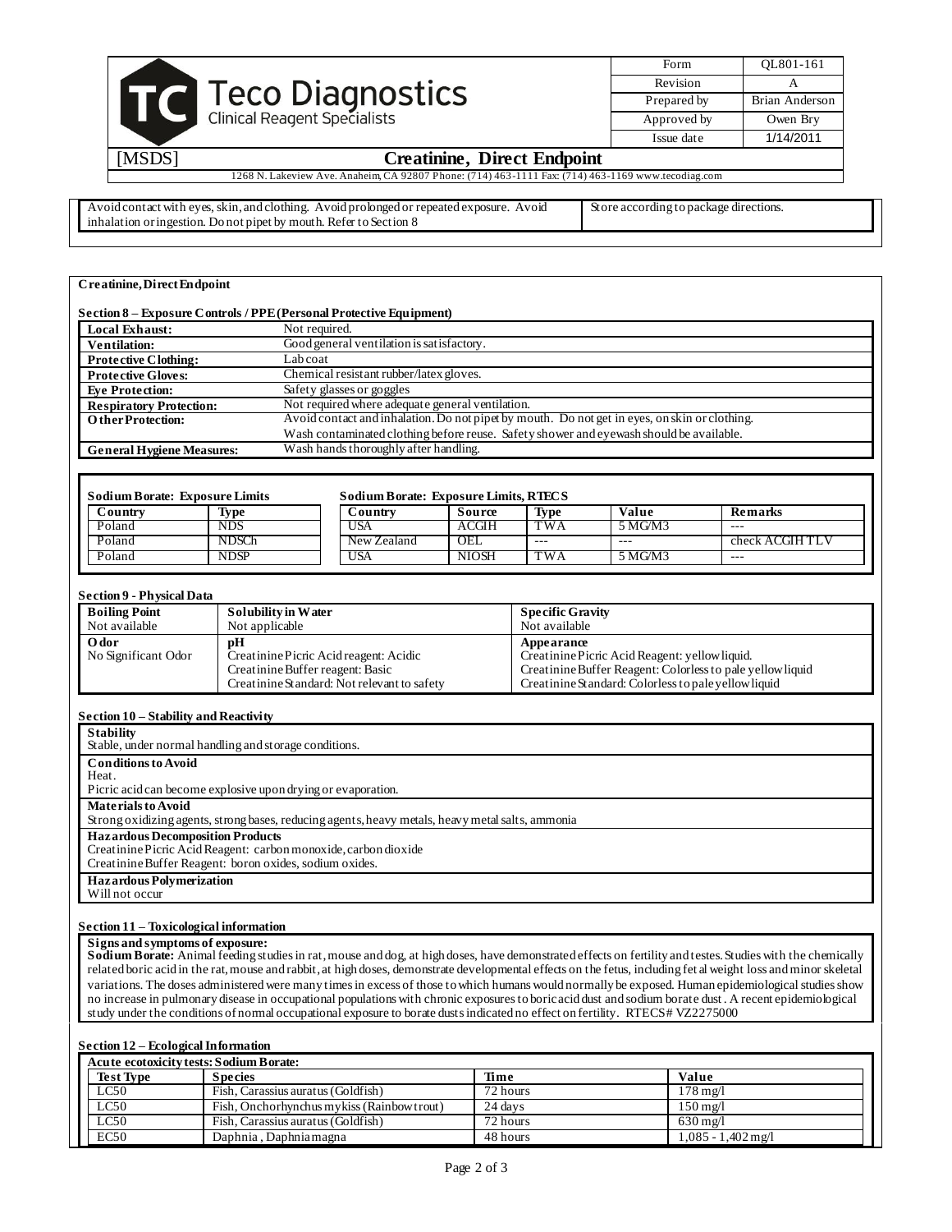| Form | QL801-161 |
|---|---|
| Revision | A |
| Prepared by | Brian Anderson |
| Approved by | Owen Bry |
| Issue date | 1/14/2011 |

**Teco Diagnostics**
Clinical Reagent Specialists

[MSDS] **Creatinine, Direct Endpoint**

1268 N. Lakeview Ave. Anaheim, CA 92807 Phone: (714) 463-1111 Fax: (714) 463-1169 www.tecodiag.com

| Avoid contact with eyes, skin, and clothing. Avoid prolonged or repeated exposure. Avoid inhalation or ingestion. Do not pipet by mouth. Refer to Section 8 | Store according to package directions. |
|---|---|

**Creatinine, Direct Endpoint**

## Section 8 – Exposure Controls / PPE (Personal Protective Equipment)

| | |
|---|---|
| **Local Exhaust:** | Not required. |
| **Ventilation:** | Good general ventilation is satisfactory. |
| **Protective Clothing:** | Lab coat |
| **Protective Gloves:** | Chemical resistant rubber/latex gloves. |
| **Eye Protection:** | Safety glasses or goggles |
| **Respiratory Protection:** | Not required where adequate general ventilation. |
| **Other Protection:** | Avoid contact and inhalation. Do not pipet by mouth. Do not get in eyes, on skin or clothing. Wash contaminated clothing before reuse. Safety shower and eyewash should be available. |
| **General Hygiene Measures:** | Wash hands thoroughly after handling. |

**Sodium Borate: Exposure Limits**

| Country | Type |
|---|---|
| Poland | NDS |
| Poland | NDSCh |
| Poland | NDSP |

**Sodium Borate: Exposure Limits, RTECS**

| Country | Source | Type | Value | Remarks |
|---|---|---|---|---|
| USA | ACGIH | TWA | 5 MG/M3 | --- |
| New Zealand | OEL | --- | --- | check ACGIH TLV |
| USA | NIOSH | TWA | 5 MG/M3 | --- |

## Section 9 - Physical Data

| **Boiling Point** | **Solubility in Water** | **Specific Gravity** |
|---|---|---|
| Not available | Not applicable | Not available |
| **Odor** | **pH** | **Appearance** |
| No Significant Odor | Creatinine Picric Acid reagent: Acidic<br>Creatinine Buffer reagent: Basic<br>Creatinine Standard: Not relevant to safety | Creatinine Picric Acid Reagent: yellow liquid.<br>Creatinine Buffer Reagent: Colorless to pale yellow liquid<br>Creatinine Standard: Colorless to pale yellow liquid |

## Section 10 – Stability and Reactivity

**Stability**
Stable, under normal handling and storage conditions.

**Conditions to Avoid**
Heat.
Picric acid can become explosive upon drying or evaporation.

**Materials to Avoid**
Strong oxidizing agents, strong bases, reducing agents, heavy metals, heavy metal salts, ammonia

**Hazardous Decomposition Products**
Creatinine Picric Acid Reagent: carbon monoxide, carbon dioxide
Creatinine Buffer Reagent: boron oxides, sodium oxides.

**Hazardous Polymerization**
Will not occur

## Section 11 – Toxicological information

**Signs and symptoms of exposure:**
**Sodium Borate:** Animal feeding studies in rat, mouse and dog, at high doses, have demonstrated effects on fertility and testes. Studies with the chemically related boric acid in the rat, mouse and rabbit, at high doses, demonstrate developmental effects on the fetus, including fetal weight loss and minor skeletal variations. The doses administered were many times in excess of those to which humans would normally be exposed. Human epidemiological studies show no increase in pulmonary disease in occupational populations with chronic exposures to boric acid dust and sodium borate dust. A recent epidemiological study under the conditions of normal occupational exposure to borate dusts indicated no effect on fertility. RTECS# VZ2275000

## Section 12 – Ecological Information

**Acute ecotoxicity tests: Sodium Borate:**

| Test Type | Species | Time | Value |
|---|---|---|---|
| LC50 | Fish, Carassius auratus (Goldfish) | 72 hours | 178 mg/l |
| LC50 | Fish, Onchorhynchus mykiss (Rainbow trout) | 24 days | 150 mg/l |
| LC50 | Fish, Carassius auratus (Goldfish) | 72 hours | 630 mg/l |
| EC50 | Daphnia , Daphnia magna | 48 hours | 1,085 - 1,402 mg/l |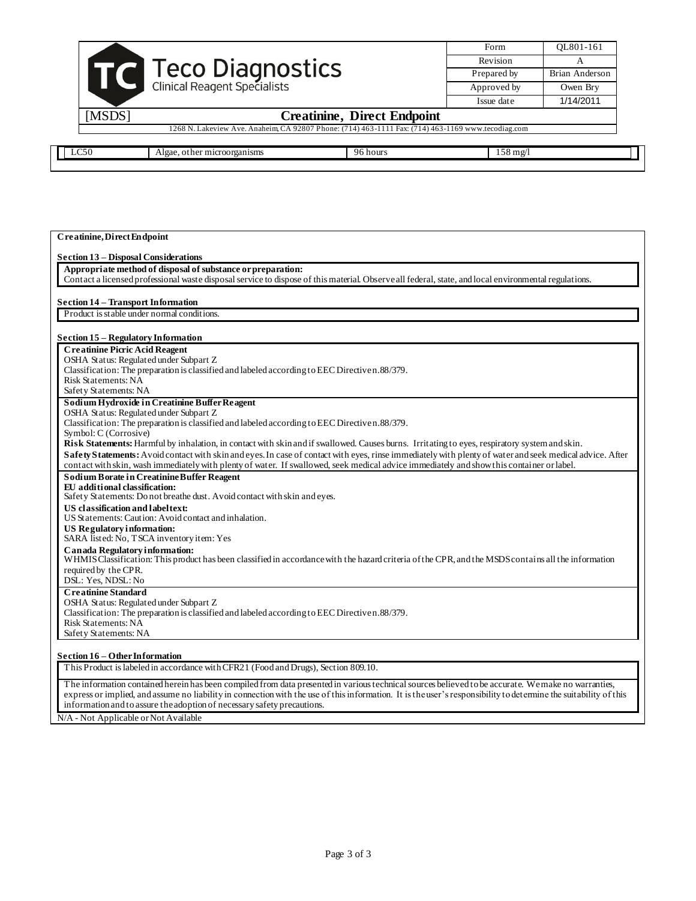| | | | |
|---|---|---|---|
| LC50 | Algae, other microorganisms | 96 hours | 158 mg/l |

**Creatinine, Direct Endpoint**

**Section 13 – Disposal Considerations**

**Appropriate method of disposal of substance or preparation:**
Contact a licensed professional waste disposal service to dispose of this material. Observe all federal, state, and local environmental regulations.

**Section 14 – Transport Information**

Product is stable under normal conditions.

**Section 15 – Regulatory Information**

**Creatinine Picric Acid Reagent**
OSHA Status: Regulated under Subpart Z
Classification: The preparation is classified and labeled according to EEC Directive n.88/379.
Risk Statements: NA
Safety Statements: NA

**Sodium Hydroxide in Creatinine Buffer Reagent**
OSHA Status: Regulated under Subpart Z
Classification: The preparation is classified and labeled according to EEC Directive n.88/379.
Symbol: C (Corrosive)
**Risk Statements:** Harmful by inhalation, in contact with skin and if swallowed. Causes burns. Irritating to eyes, respiratory system and skin.
**Safety Statements:** Avoid contact with skin and eyes. In case of contact with eyes, rinse immediately with plenty of water and seek medical advice. After contact with skin, wash immediately with plenty of water. If swallowed, seek medical advice immediately and show this container or label.

**Sodium Borate in Creatinine Buffer Reagent**
**EU additional classification:**
Safety Statements: Do not breathe dust. Avoid contact with skin and eyes.
**US classification and label text:**
US Statements: Caution: Avoid contact and inhalation.
**US Regulatory information:**
SARA listed: No, TSCA inventory item: Yes
**Canada Regulatory information:**
WHMIS Classification: This product has been classified in accordance with the hazard criteria of the CPR, and the MSDS contains all the information required by the CPR.
DSL: Yes, NDSL: No

**Creatinine Standard**
OSHA Status: Regulated under Subpart Z
Classification: The preparation is classified and labeled according to EEC Directive n.88/379.
Risk Statements: NA
Safety Statements: NA

**Section 16 – Other Information**

This Product is labeled in accordance with CFR21 (Food and Drugs), Section 809.10.

The information contained herein has been compiled from data presented in various technical sources believed to be accurate. We make no warranties, express or implied, and assume no liability in connection with the use of this information. It is the user's responsibility to determine the suitability of this information and to assure the adoption of necessary safety precautions.

N/A - Not Applicable or Not Available